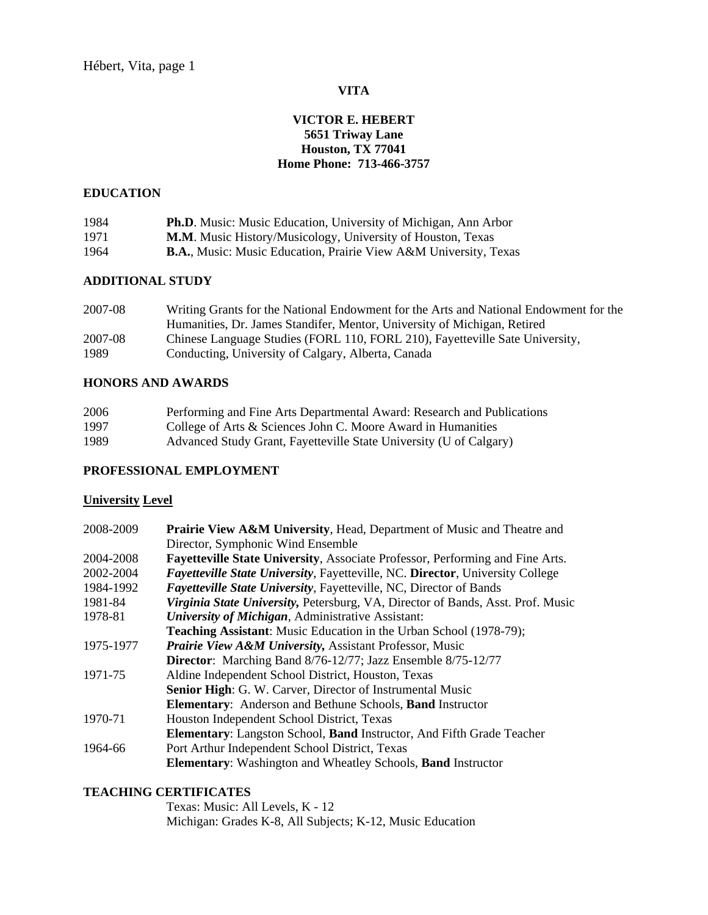**VITA**

**VICTOR E. HEBERT**
**5651 Triway Lane**
**Houston, TX 77041**
**Home Phone: 713-466-3757**

## EDUCATION

| | |
|---|---|
| 1984 | **Ph.D**. Music: Music Education, University of Michigan, Ann Arbor |
| 1971 | **M.M**. Music History/Musicology, University of Houston, Texas |
| 1964 | **B.A.**, Music: Music Education, Prairie View A&M University, Texas |

## ADDITIONAL STUDY

| | |
|---|---|
| 2007-08 | Writing Grants for the National Endowment for the Arts and National Endowment for the Humanities, Dr. James Standifer, Mentor, University of Michigan, Retired |
| 2007-08 | Chinese Language Studies (FORL 110, FORL 210), Fayetteville Sate University, |
| 1989 | Conducting, University of Calgary, Alberta, Canada |

## HONORS AND AWARDS

| | |
|---|---|
| 2006 | Performing and Fine Arts Departmental Award: Research and Publications |
| 1997 | College of Arts & Sciences John C. Moore Award in Humanities |
| 1989 | Advanced Study Grant, Fayetteville State University (U of Calgary) |

## PROFESSIONAL EMPLOYMENT

### University Level

| | |
|---|---|
| 2008-2009 | **Prairie View A&M University**, Head, Department of Music and Theatre and Director, Symphonic Wind Ensemble |
| 2004-2008 | **Fayetteville State University**, Associate Professor, Performing and Fine Arts. |
| 2002-2004 | ***Fayetteville State University***, Fayetteville, NC. **Director**, University College |
| 1984-1992 | ***Fayetteville State University***, Fayetteville, NC, Director of Bands |
| 1981-84 | ***Virginia State University,*** Petersburg, VA, Director of Bands, Asst. Prof. Music |
| 1978-81 | ***University of Michigan***, Administrative Assistant: |
| | **Teaching Assistant**: Music Education in the Urban School (1978-79); |
| 1975-1977 | ***Prairie View A&M University,*** Assistant Professor, Music |
| | **Director**: Marching Band 8/76-12/77; Jazz Ensemble 8/75-12/77 |
| 1971-75 | Aldine Independent School District, Houston, Texas |
| | **Senior High**: G. W. Carver, Director of Instrumental Music |
| | **Elementary**: Anderson and Bethune Schools, **Band** Instructor |
| 1970-71 | Houston Independent School District, Texas |
| | **Elementary**: Langston School, **Band** Instructor, And Fifth Grade Teacher |
| 1964-66 | Port Arthur Independent School District, Texas |
| | **Elementary**: Washington and Wheatley Schools, **Band** Instructor |

## TEACHING CERTIFICATES

Texas: Music: All Levels, K - 12
Michigan: Grades K-8, All Subjects; K-12, Music Education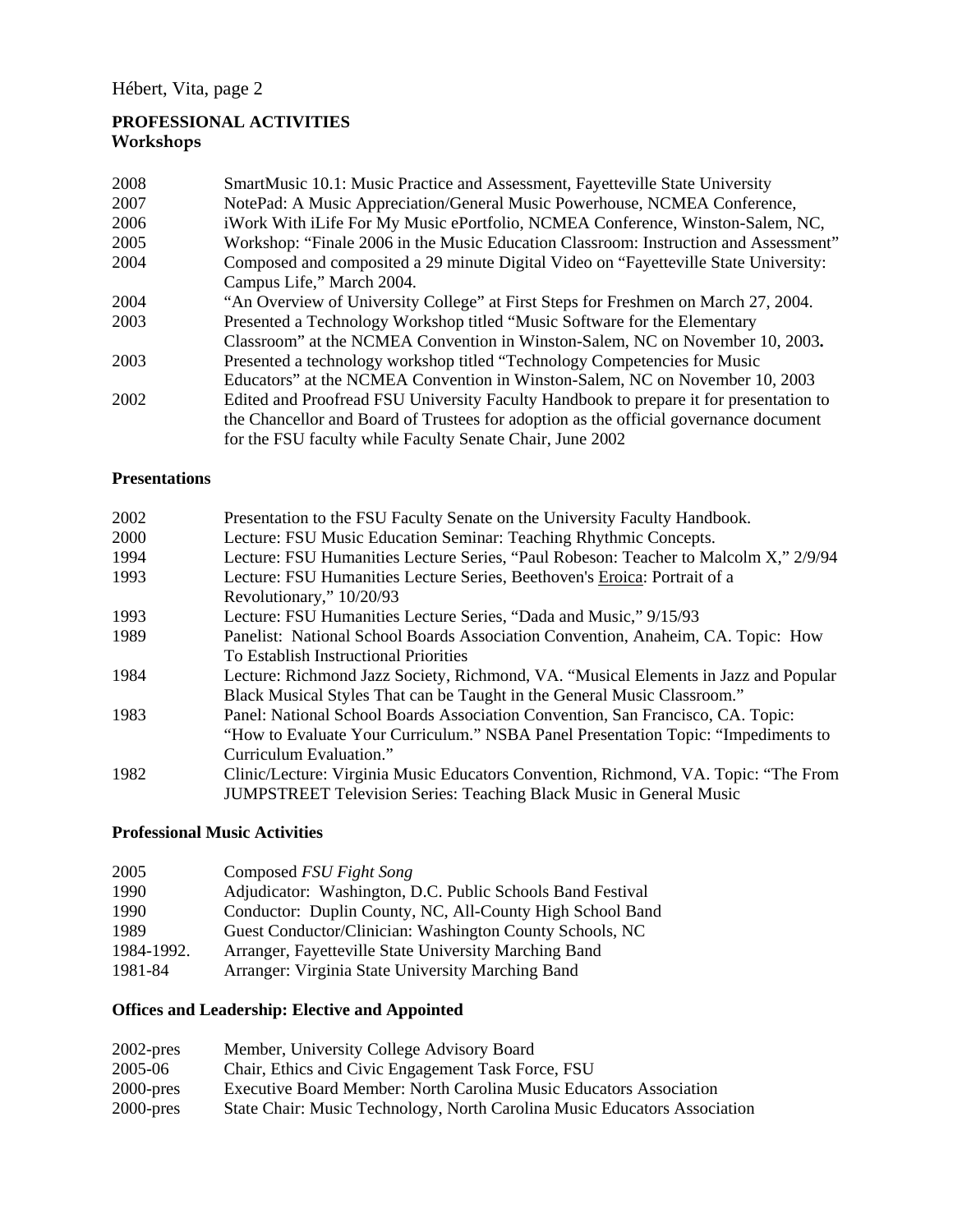## PROFESSIONAL ACTIVITIES

### Workshops

| | |
|---|---|
| 2008 | SmartMusic 10.1: Music Practice and Assessment, Fayetteville State University |
| 2007 | NotePad: A Music Appreciation/General Music Powerhouse, NCMEA Conference, |
| 2006 | iWork With iLife For My Music ePortfolio, NCMEA Conference, Winston-Salem, NC, |
| 2005 | Workshop: "Finale 2006 in the Music Education Classroom: Instruction and Assessment" |
| 2004 | Composed and composited a 29 minute Digital Video on "Fayetteville State University: Campus Life," March 2004. |
| 2004 | "An Overview of University College" at First Steps for Freshmen on March 27, 2004. |
| 2003 | Presented a Technology Workshop titled "Music Software for the Elementary Classroom" at the NCMEA Convention in Winston-Salem, NC on November 10, 2003**.** |
| 2003 | Presented a technology workshop titled "Technology Competencies for Music Educators" at the NCMEA Convention in Winston-Salem, NC on November 10, 2003 |
| 2002 | Edited and Proofread FSU University Faculty Handbook to prepare it for presentation to the Chancellor and Board of Trustees for adoption as the official governance document for the FSU faculty while Faculty Senate Chair, June 2002 |

### Presentations

| | |
|---|---|
| 2002 | Presentation to the FSU Faculty Senate on the University Faculty Handbook. |
| 2000 | Lecture: FSU Music Education Seminar: Teaching Rhythmic Concepts. |
| 1994 | Lecture: FSU Humanities Lecture Series, "Paul Robeson: Teacher to Malcolm X," 2/9/94 |
| 1993 | Lecture: FSU Humanities Lecture Series, Beethoven's <u>Eroica</u>: Portrait of a Revolutionary," 10/20/93 |
| 1993 | Lecture: FSU Humanities Lecture Series, "Dada and Music," 9/15/93 |
| 1989 | Panelist: National School Boards Association Convention, Anaheim, CA. Topic: How To Establish Instructional Priorities |
| 1984 | Lecture: Richmond Jazz Society, Richmond, VA. "Musical Elements in Jazz and Popular Black Musical Styles That can be Taught in the General Music Classroom." |
| 1983 | Panel: National School Boards Association Convention, San Francisco, CA. Topic: "How to Evaluate Your Curriculum." NSBA Panel Presentation Topic: "Impediments to Curriculum Evaluation." |
| 1982 | Clinic/Lecture: Virginia Music Educators Convention, Richmond, VA. Topic: "The From JUMPSTREET Television Series: Teaching Black Music in General Music |

### Professional Music Activities

| | |
|---|---|
| 2005 | Composed *FSU Fight Song* |
| 1990 | Adjudicator: Washington, D.C. Public Schools Band Festival |
| 1990 | Conductor: Duplin County, NC, All-County High School Band |
| 1989 | Guest Conductor/Clinician: Washington County Schools, NC |
| 1984-1992. | Arranger, Fayetteville State University Marching Band |
| 1981-84 | Arranger: Virginia State University Marching Band |

### Offices and Leadership: Elective and Appointed

| | |
|---|---|
| 2002-pres | Member, University College Advisory Board |
| 2005-06 | Chair, Ethics and Civic Engagement Task Force, FSU |
| 2000-pres | Executive Board Member: North Carolina Music Educators Association |
| 2000-pres | State Chair: Music Technology, North Carolina Music Educators Association |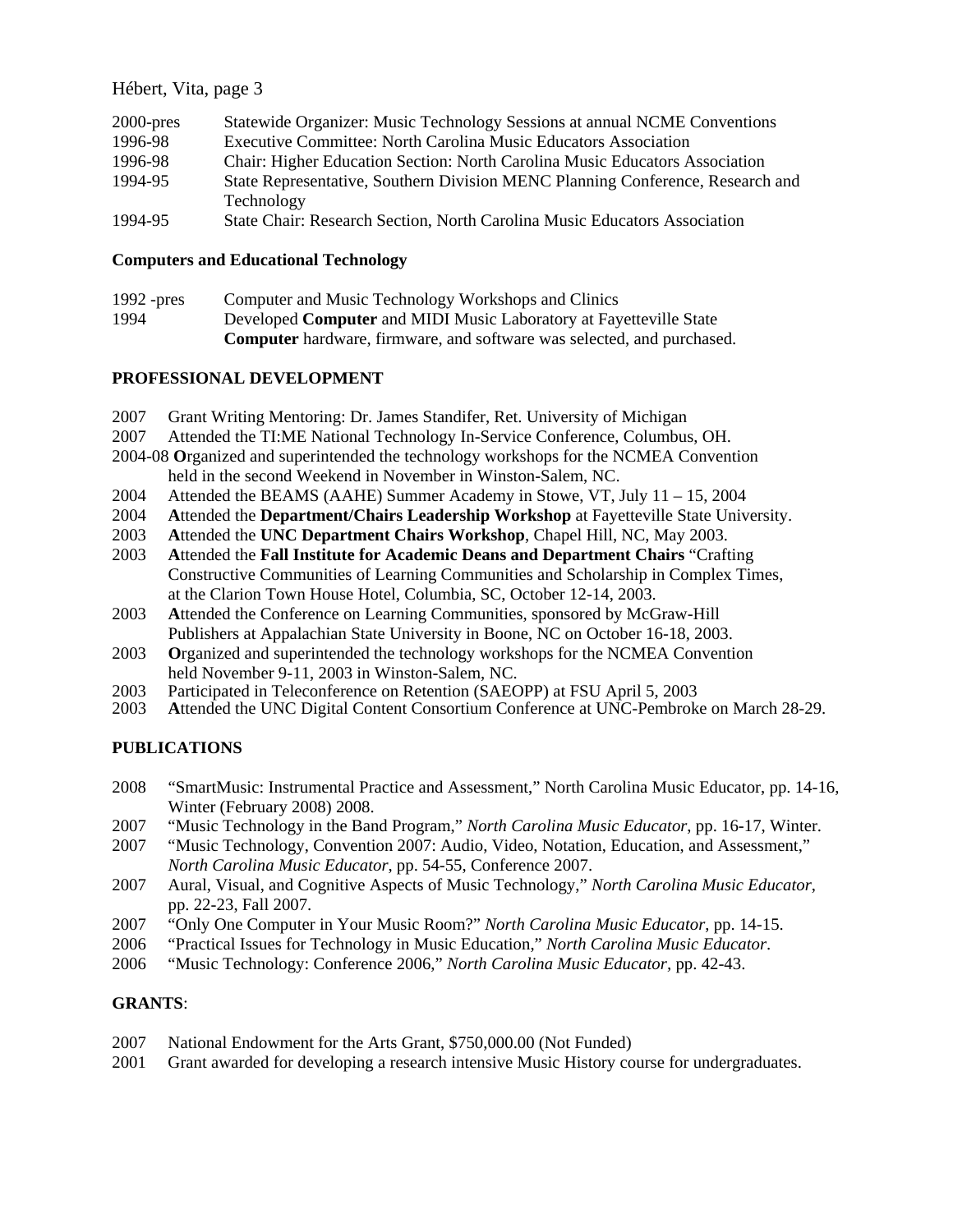2000-pres Statewide Organizer: Music Technology Sessions at annual NCME Conventions
1996-98 Executive Committee: North Carolina Music Educators Association
1996-98 Chair: Higher Education Section: North Carolina Music Educators Association
1994-95 State Representative, Southern Division MENC Planning Conference, Research and Technology
1994-95 State Chair: Research Section, North Carolina Music Educators Association

**Computers and Educational Technology**

1992 -pres Computer and Music Technology Workshops and Clinics
1994 Developed **Computer** and MIDI Music Laboratory at Fayetteville State **Computer** hardware, firmware, and software was selected, and purchased.

## PROFESSIONAL DEVELOPMENT

2007 Grant Writing Mentoring: Dr. James Standifer, Ret. University of Michigan
2007 Attended the TI:ME National Technology In-Service Conference, Columbus, OH.
2004-08 **O**rganized and superintended the technology workshops for the NCMEA Convention held in the second Weekend in November in Winston-Salem, NC.
2004 Attended the BEAMS (AAHE) Summer Academy in Stowe, VT, July 11 – 15, 2004
2004 **A**ttended the **Department/Chairs Leadership Workshop** at Fayetteville State University.
2003 **A**ttended the **UNC Department Chairs Workshop**, Chapel Hill, NC, May 2003.
2003 **A**ttended the **Fall Institute for Academic Deans and Department Chairs** "Crafting Constructive Communities of Learning Communities and Scholarship in Complex Times, at the Clarion Town House Hotel, Columbia, SC, October 12-14, 2003.
2003 **A**ttended the Conference on Learning Communities, sponsored by McGraw-Hill Publishers at Appalachian State University in Boone, NC on October 16-18, 2003.
2003 **O**rganized and superintended the technology workshops for the NCMEA Convention held November 9-11, 2003 in Winston-Salem, NC.
2003 Participated in Teleconference on Retention (SAEOPP) at FSU April 5, 2003
2003 **A**ttended the UNC Digital Content Consortium Conference at UNC-Pembroke on March 28-29.

## PUBLICATIONS

2008 "SmartMusic: Instrumental Practice and Assessment," North Carolina Music Educator, pp. 14-16, Winter (February 2008) 2008.
2007 "Music Technology in the Band Program," *North Carolina Music Educator*, pp. 16-17, Winter.
2007 "Music Technology, Convention 2007: Audio, Video, Notation, Education, and Assessment," *North Carolina Music Educator*, pp. 54-55, Conference 2007.
2007 Aural, Visual, and Cognitive Aspects of Music Technology," *North Carolina Music Educator*, pp. 22-23, Fall 2007.
2007 "Only One Computer in Your Music Room?" *North Carolina Music Educator*, pp. 14-15.
2006 "Practical Issues for Technology in Music Education," *North Carolina Music Educator*.
2006 "Music Technology: Conference 2006," *North Carolina Music Educator,* pp. 42-43.

## GRANTS:

2007 National Endowment for the Arts Grant, $750,000.00 (Not Funded)
2001 Grant awarded for developing a research intensive Music History course for undergraduates.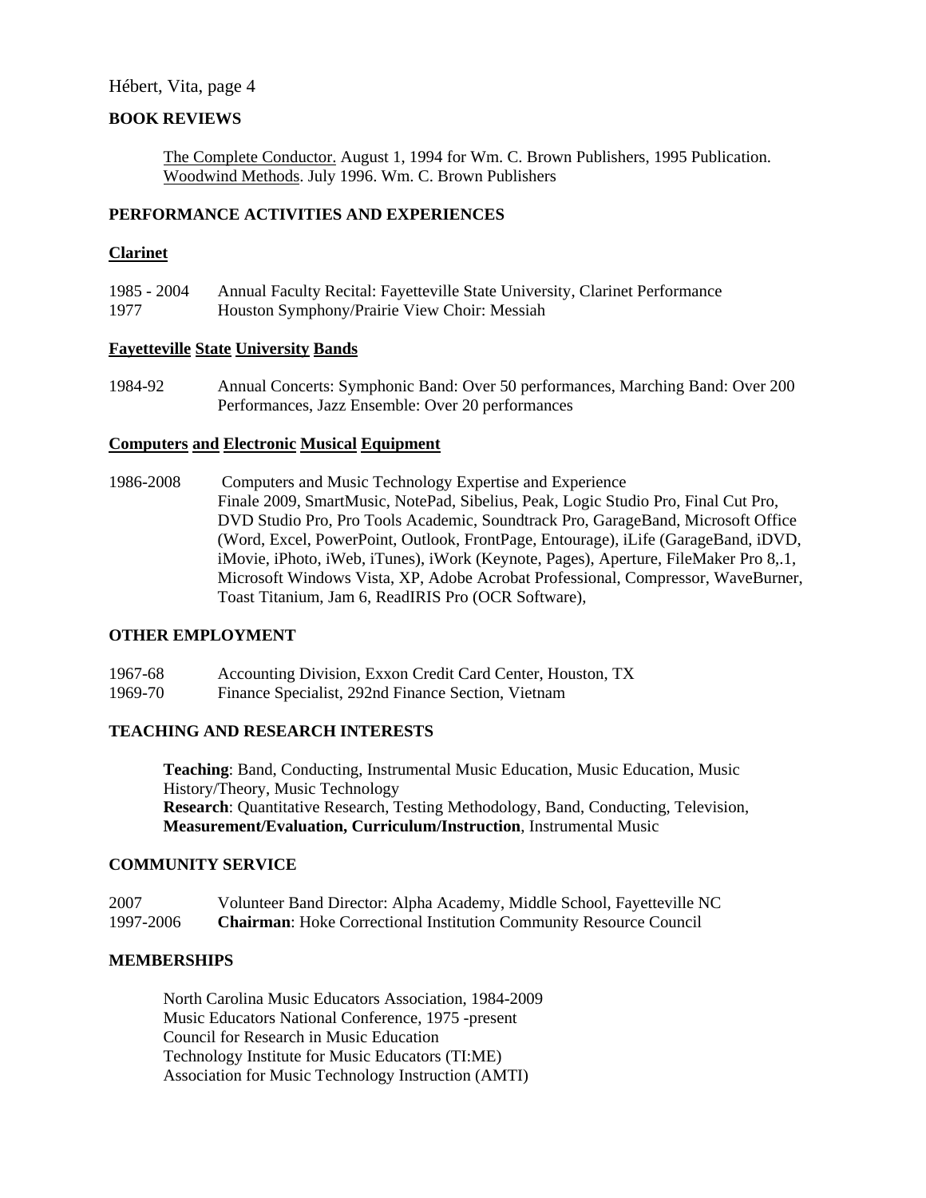## BOOK REVIEWS

<u>The Complete Conductor.</u> August 1, 1994 for Wm. C. Brown Publishers, 1995 Publication.
<u>Woodwind Methods</u>. July 1996. Wm. C. Brown Publishers

## PERFORMANCE ACTIVITIES AND EXPERIENCES

### <u>Clarinet</u>

| | |
|---|---|
| 1985 - 2004 | Annual Faculty Recital: Fayetteville State University, Clarinet Performance |
| 1977 | Houston Symphony/Prairie View Choir: Messiah |

### <u>Fayetteville State University Bands</u>

| | |
|---|---|
| 1984-92 | Annual Concerts: Symphonic Band: Over 50 performances, Marching Band: Over 200 Performances, Jazz Ensemble: Over 20 performances |

### <u>Computers and Electronic Musical Equipment</u>

| | |
|---|---|
| 1986-2008 | Computers and Music Technology Expertise and Experience Finale 2009, SmartMusic, NotePad, Sibelius, Peak, Logic Studio Pro, Final Cut Pro, DVD Studio Pro, Pro Tools Academic, Soundtrack Pro, GarageBand, Microsoft Office (Word, Excel, PowerPoint, Outlook, FrontPage, Entourage), iLife (GarageBand, iDVD, iMovie, iPhoto, iWeb, iTunes), iWork (Keynote, Pages), Aperture, FileMaker Pro 8,.1, Microsoft Windows Vista, XP, Adobe Acrobat Professional, Compressor, WaveBurner, Toast Titanium, Jam 6, ReadIRIS Pro (OCR Software), |

## OTHER EMPLOYMENT

| | |
|---|---|
| 1967-68 | Accounting Division, Exxon Credit Card Center, Houston, TX |
| 1969-70 | Finance Specialist, 292nd Finance Section, Vietnam |

## TEACHING AND RESEARCH INTERESTS

**Teaching**: Band, Conducting, Instrumental Music Education, Music Education, Music History/Theory, Music Technology
**Research**: Quantitative Research, Testing Methodology, Band, Conducting, Television, **Measurement/Evaluation, Curriculum/Instruction**, Instrumental Music

## COMMUNITY SERVICE

| | |
|---|---|
| 2007 | Volunteer Band Director: Alpha Academy, Middle School, Fayetteville NC |
| 1997-2006 | **Chairman**: Hoke Correctional Institution Community Resource Council |

## MEMBERSHIPS

North Carolina Music Educators Association, 1984-2009
Music Educators National Conference, 1975 -present
Council for Research in Music Education
Technology Institute for Music Educators (TI:ME)
Association for Music Technology Instruction (AMTI)